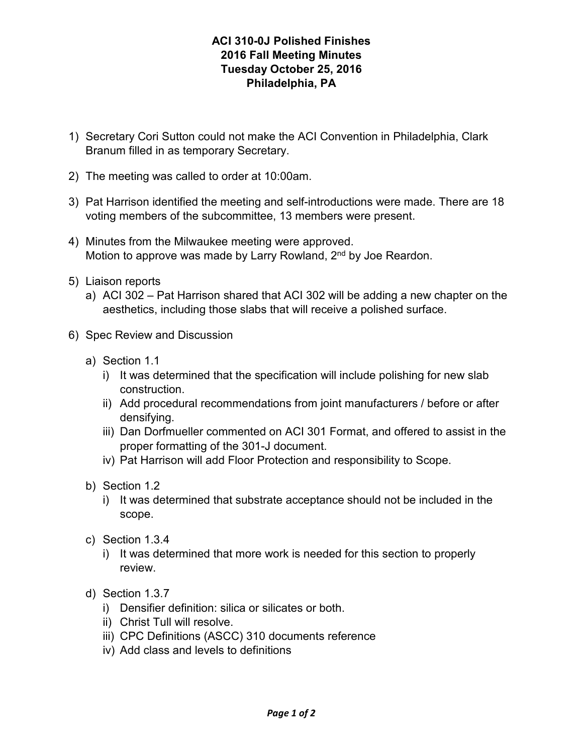# ACI 310-0J Polished Finishes
# 2016 Fall Meeting Minutes
# Tuesday October 25, 2016
# Philadelphia, PA

1) Secretary Cori Sutton could not make the ACI Convention in Philadelphia, Clark Branum filled in as temporary Secretary.

2) The meeting was called to order at 10:00am.

3) Pat Harrison identified the meeting and self-introductions were made. There are 18 voting members of the subcommittee, 13 members were present.

4) Minutes from the Milwaukee meeting were approved.
   Motion to approve was made by Larry Rowland, 2nd by Joe Reardon.

5) Liaison reports
   a) ACI 302 – Pat Harrison shared that ACI 302 will be adding a new chapter on the aesthetics, including those slabs that will receive a polished surface.

6) Spec Review and Discussion

   a) Section 1.1
      i) It was determined that the specification will include polishing for new slab construction.
      ii) Add procedural recommendations from joint manufacturers / before or after densifying.
      iii) Dan Dorfmueller commented on ACI 301 Format, and offered to assist in the proper formatting of the 301-J document.
      iv) Pat Harrison will add Floor Protection and responsibility to Scope.

   b) Section 1.2
      i) It was determined that substrate acceptance should not be included in the scope.

   c) Section 1.3.4
      i) It was determined that more work is needed for this section to properly review.

   d) Section 1.3.7
      i) Densifier definition: silica or silicates or both.
      ii) Christ Tull will resolve.
      iii) CPC Definitions (ASCC) 310 documents reference
      iv) Add class and levels to definitions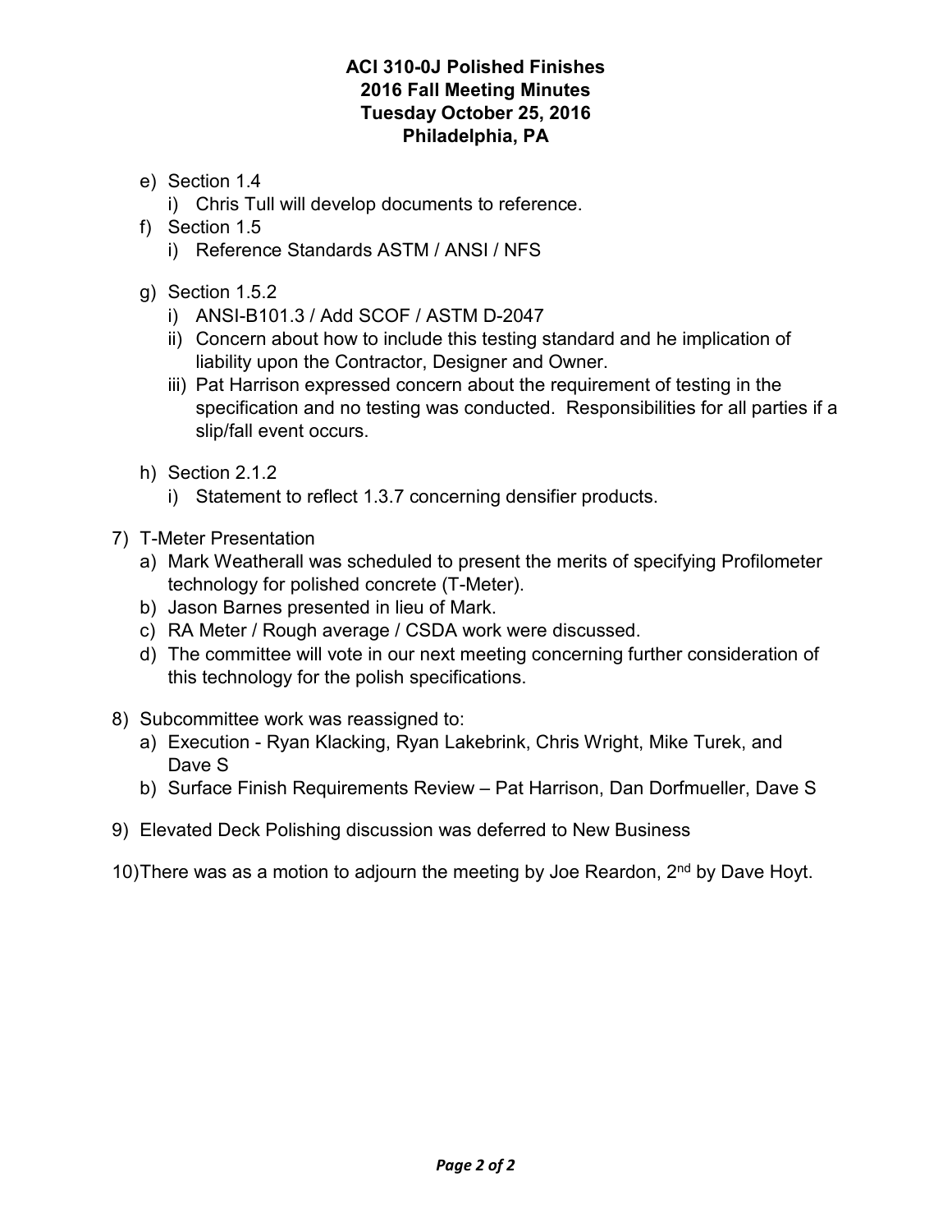**ACI 310-0J Polished Finishes**
**2016 Fall Meeting Minutes**
**Tuesday October 25, 2016**
**Philadelphia, PA**

e) Section 1.4
   i) Chris Tull will develop documents to reference.
f) Section 1.5
   i) Reference Standards ASTM / ANSI / NFS

g) Section 1.5.2
   i) ANSI-B101.3 / Add SCOF / ASTM D-2047
   ii) Concern about how to include this testing standard and he implication of liability upon the Contractor, Designer and Owner.
   iii) Pat Harrison expressed concern about the requirement of testing in the specification and no testing was conducted. Responsibilities for all parties if a slip/fall event occurs.

h) Section 2.1.2
   i) Statement to reflect 1.3.7 concerning densifier products.

7) T-Meter Presentation
   a) Mark Weatherall was scheduled to present the merits of specifying Profilometer technology for polished concrete (T-Meter).
   b) Jason Barnes presented in lieu of Mark.
   c) RA Meter / Rough average / CSDA work were discussed.
   d) The committee will vote in our next meeting concerning further consideration of this technology for the polish specifications.

8) Subcommittee work was reassigned to:
   a) Execution - Ryan Klacking, Ryan Lakebrink, Chris Wright, Mike Turek, and Dave S
   b) Surface Finish Requirements Review – Pat Harrison, Dan Dorfmueller, Dave S

9) Elevated Deck Polishing discussion was deferred to New Business

10) There was as a motion to adjourn the meeting by Joe Reardon, 2nd by Dave Hoyt.